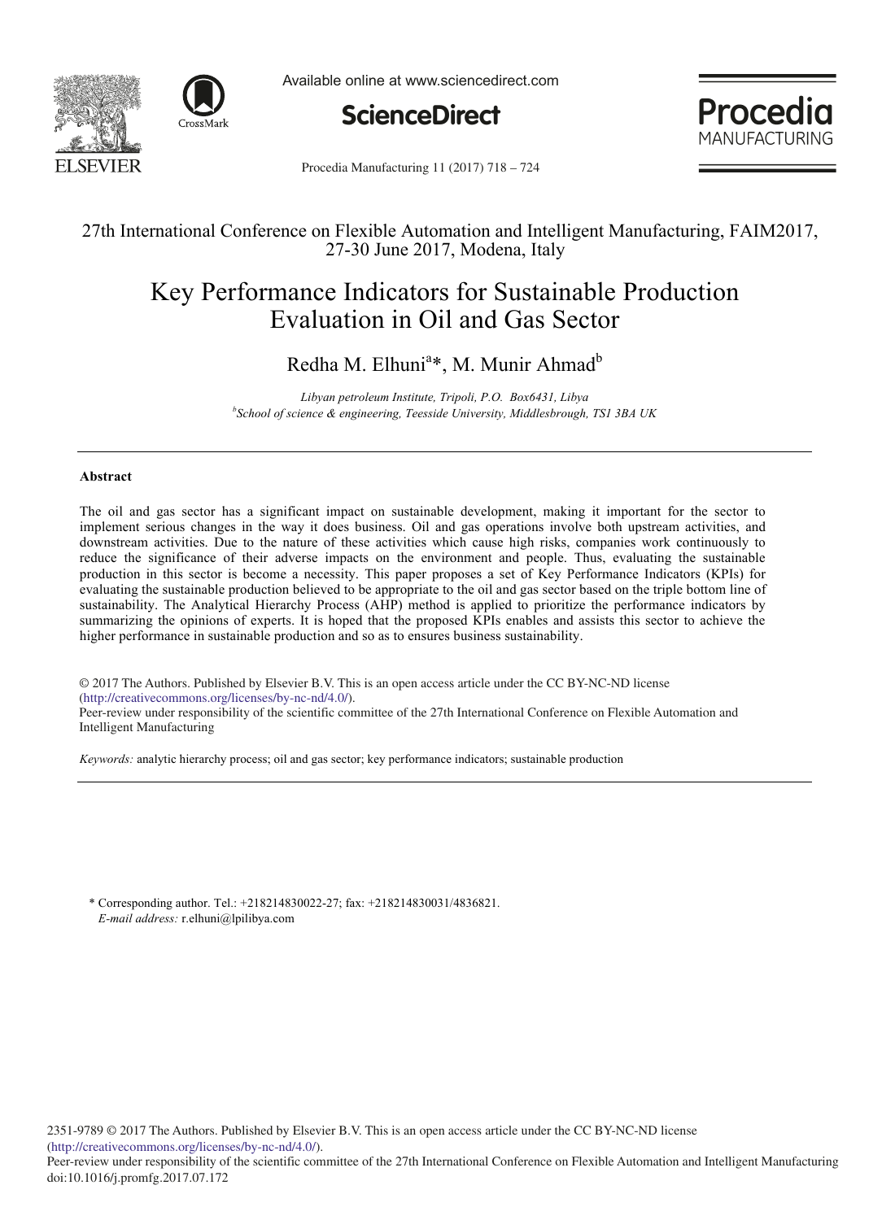27th International Conference on Flexible Automation and Intelligent Manufacturing, FAIM2017, 27-30 June 2017, Modena, Italy

# Key Performance Indicators for Sustainable Production Evaluation in Oil and Gas Sector

Redha M. Elhuni[a]*, M. Munir Ahmad[b]

*Libyan petroleum Institute, Tripoli, P.O. Box6431, Libya*
*[b]School of science & engineering, Teesside University, Middlesbrough, TS1 3BA UK*

---

## Abstract

The oil and gas sector has a significant impact on sustainable development, making it important for the sector to implement serious changes in the way it does business. Oil and gas operations involve both upstream activities, and downstream activities. Due to the nature of these activities which cause high risks, companies work continuously to reduce the significance of their adverse impacts on the environment and people. Thus, evaluating the sustainable production in this sector is become a necessity. This paper proposes a set of Key Performance Indicators (KPIs) for evaluating the sustainable production believed to be appropriate to the oil and gas sector based on the triple bottom line of sustainability. The Analytical Hierarchy Process (AHP) method is applied to prioritize the performance indicators by summarizing the opinions of experts. It is hoped that the proposed KPIs enables and assists this sector to achieve the higher performance in sustainable production and so as to ensures business sustainability.

© 2017 The Authors. Published by Elsevier B.V. This is an open access article under the CC BY-NC-ND license (http://creativecommons.org/licenses/by-nc-nd/4.0/).
Peer-review under responsibility of the scientific committee of the 27th International Conference on Flexible Automation and Intelligent Manufacturing

*Keywords:* analytic hierarchy process; oil and gas sector; key performance indicators; sustainable production

---

\* Corresponding author. Tel.: +218214830022-27; fax: +218214830031/4836821.
*E-mail address:* r.elhuni@lpilibya.com

2351-9789 © 2017 The Authors. Published by Elsevier B.V. This is an open access article under the CC BY-NC-ND license (http://creativecommons.org/licenses/by-nc-nd/4.0/).
Peer-review under responsibility of the scientific committee of the 27th International Conference on Flexible Automation and Intelligent Manufacturing
doi:10.1016/j.promfg.2017.07.172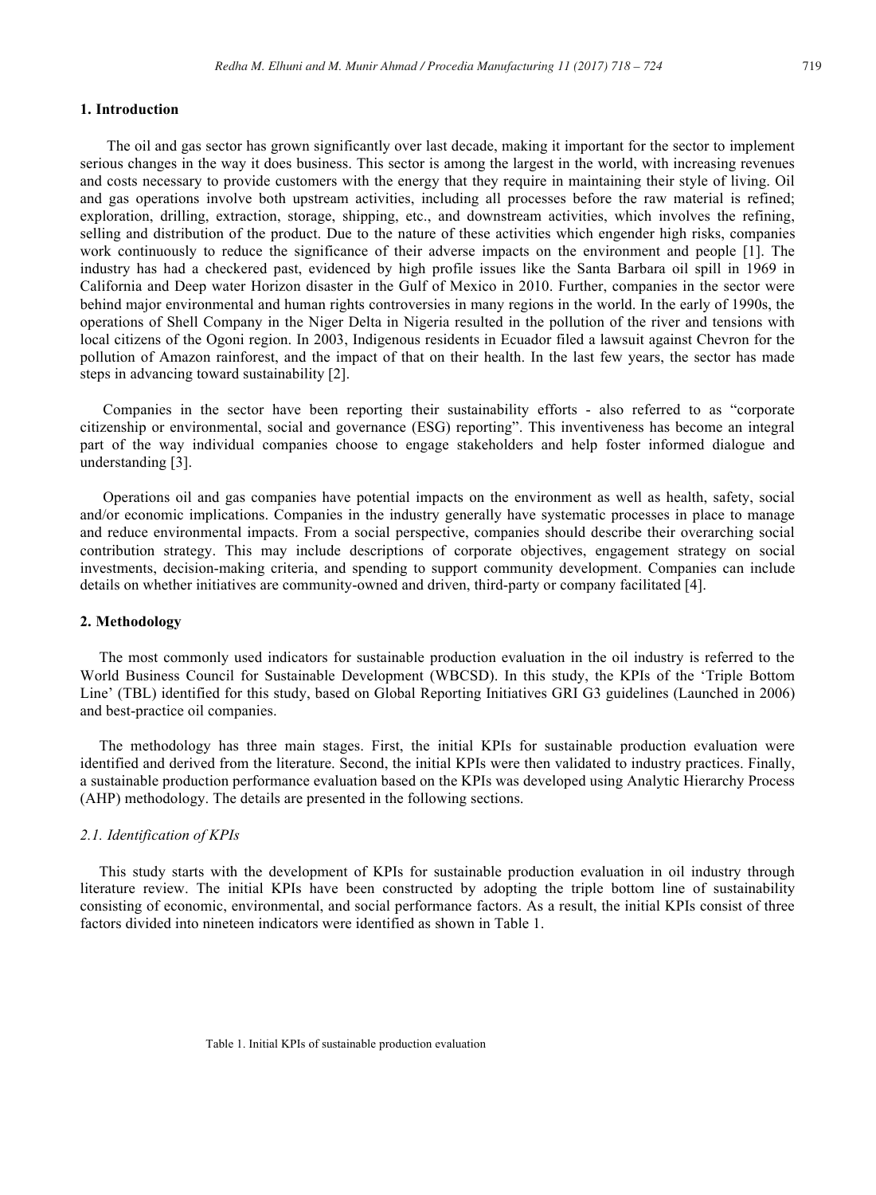## 1. Introduction

The oil and gas sector has grown significantly over last decade, making it important for the sector to implement serious changes in the way it does business. This sector is among the largest in the world, with increasing revenues and costs necessary to provide customers with the energy that they require in maintaining their style of living. Oil and gas operations involve both upstream activities, including all processes before the raw material is refined; exploration, drilling, extraction, storage, shipping, etc., and downstream activities, which involves the refining, selling and distribution of the product. Due to the nature of these activities which engender high risks, companies work continuously to reduce the significance of their adverse impacts on the environment and people [1]. The industry has had a checkered past, evidenced by high profile issues like the Santa Barbara oil spill in 1969 in California and Deep water Horizon disaster in the Gulf of Mexico in 2010. Further, companies in the sector were behind major environmental and human rights controversies in many regions in the world. In the early of 1990s, the operations of Shell Company in the Niger Delta in Nigeria resulted in the pollution of the river and tensions with local citizens of the Ogoni region. In 2003, Indigenous residents in Ecuador filed a lawsuit against Chevron for the pollution of Amazon rainforest, and the impact of that on their health. In the last few years, the sector has made steps in advancing toward sustainability [2].

Companies in the sector have been reporting their sustainability efforts - also referred to as "corporate citizenship or environmental, social and governance (ESG) reporting". This inventiveness has become an integral part of the way individual companies choose to engage stakeholders and help foster informed dialogue and understanding [3].

Operations oil and gas companies have potential impacts on the environment as well as health, safety, social and/or economic implications. Companies in the industry generally have systematic processes in place to manage and reduce environmental impacts. From a social perspective, companies should describe their overarching social contribution strategy. This may include descriptions of corporate objectives, engagement strategy on social investments, decision-making criteria, and spending to support community development. Companies can include details on whether initiatives are community-owned and driven, third-party or company facilitated [4].

## 2. Methodology

The most commonly used indicators for sustainable production evaluation in the oil industry is referred to the World Business Council for Sustainable Development (WBCSD). In this study, the KPIs of the 'Triple Bottom Line' (TBL) identified for this study, based on Global Reporting Initiatives GRI G3 guidelines (Launched in 2006) and best-practice oil companies.

The methodology has three main stages. First, the initial KPIs for sustainable production evaluation were identified and derived from the literature. Second, the initial KPIs were then validated to industry practices. Finally, a sustainable production performance evaluation based on the KPIs was developed using Analytic Hierarchy Process (AHP) methodology. The details are presented in the following sections.

### *2.1. Identification of KPIs*

This study starts with the development of KPIs for sustainable production evaluation in oil industry through literature review. The initial KPIs have been constructed by adopting the triple bottom line of sustainability consisting of economic, environmental, and social performance factors. As a result, the initial KPIs consist of three factors divided into nineteen indicators were identified as shown in Table 1.

Table 1. Initial KPIs of sustainable production evaluation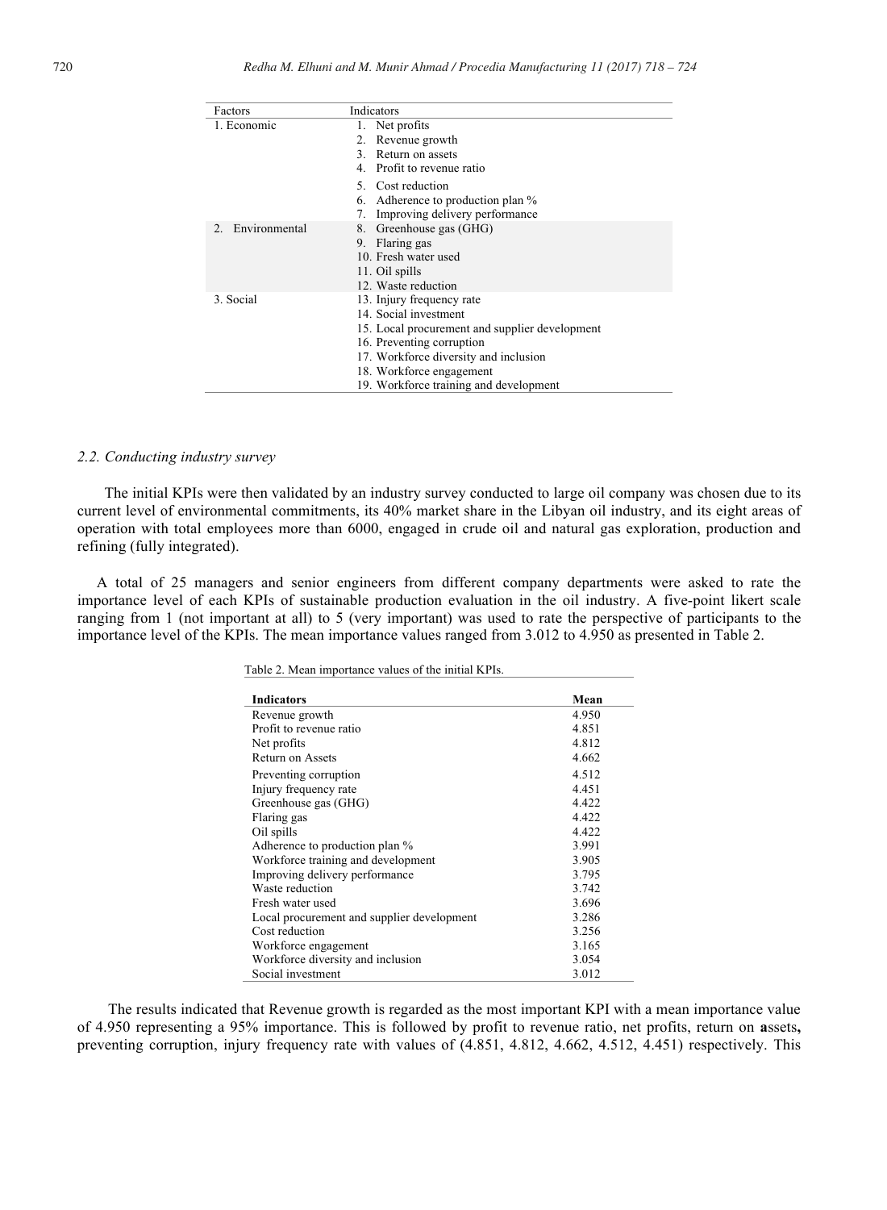| Factors | Indicators |
|---|---|
| 1. Economic | 1. Net profits |
| | 2. Revenue growth |
| | 3. Return on assets |
| | 4. Profit to revenue ratio |
| | 5. Cost reduction |
| | 6. Adherence to production plan % |
| | 7. Improving delivery performance |
| 2. Environmental | 8. Greenhouse gas (GHG) |
| | 9. Flaring gas |
| | 10. Fresh water used |
| | 11. Oil spills |
| | 12. Waste reduction |
| 3. Social | 13. Injury frequency rate |
| | 14. Social investment |
| | 15. Local procurement and supplier development |
| | 16. Preventing corruption |
| | 17. Workforce diversity and inclusion |
| | 18. Workforce engagement |
| | 19. Workforce training and development |

### *2.2. Conducting industry survey*

The initial KPIs were then validated by an industry survey conducted to large oil company was chosen due to its current level of environmental commitments, its 40% market share in the Libyan oil industry, and its eight areas of operation with total employees more than 6000, engaged in crude oil and natural gas exploration, production and refining (fully integrated).

A total of 25 managers and senior engineers from different company departments were asked to rate the importance level of each KPIs of sustainable production evaluation in the oil industry. A five-point likert scale ranging from 1 (not important at all) to 5 (very important) was used to rate the perspective of participants to the importance level of the KPIs. The mean importance values ranged from 3.012 to 4.950 as presented in Table 2.

Table 2. Mean importance values of the initial KPIs.

| **Indicators** | **Mean** |
|---|---|
| Revenue growth | 4.950 |
| Profit to revenue ratio | 4.851 |
| Net profits | 4.812 |
| Return on Assets | 4.662 |
| Preventing corruption | 4.512 |
| Injury frequency rate | 4.451 |
| Greenhouse gas (GHG) | 4.422 |
| Flaring gas | 4.422 |
| Oil spills | 4.422 |
| Adherence to production plan % | 3.991 |
| Workforce training and development | 3.905 |
| Improving delivery performance | 3.795 |
| Waste reduction | 3.742 |
| Fresh water used | 3.696 |
| Local procurement and supplier development | 3.286 |
| Cost reduction | 3.256 |
| Workforce engagement | 3.165 |
| Workforce diversity and inclusion | 3.054 |
| Social investment | 3.012 |

The results indicated that Revenue growth is regarded as the most important KPI with a mean importance value of 4.950 representing a 95% importance. This is followed by profit to revenue ratio, net profits, return on **a**ssets**,** preventing corruption, injury frequency rate with values of (4.851, 4.812, 4.662, 4.512, 4.451) respectively. This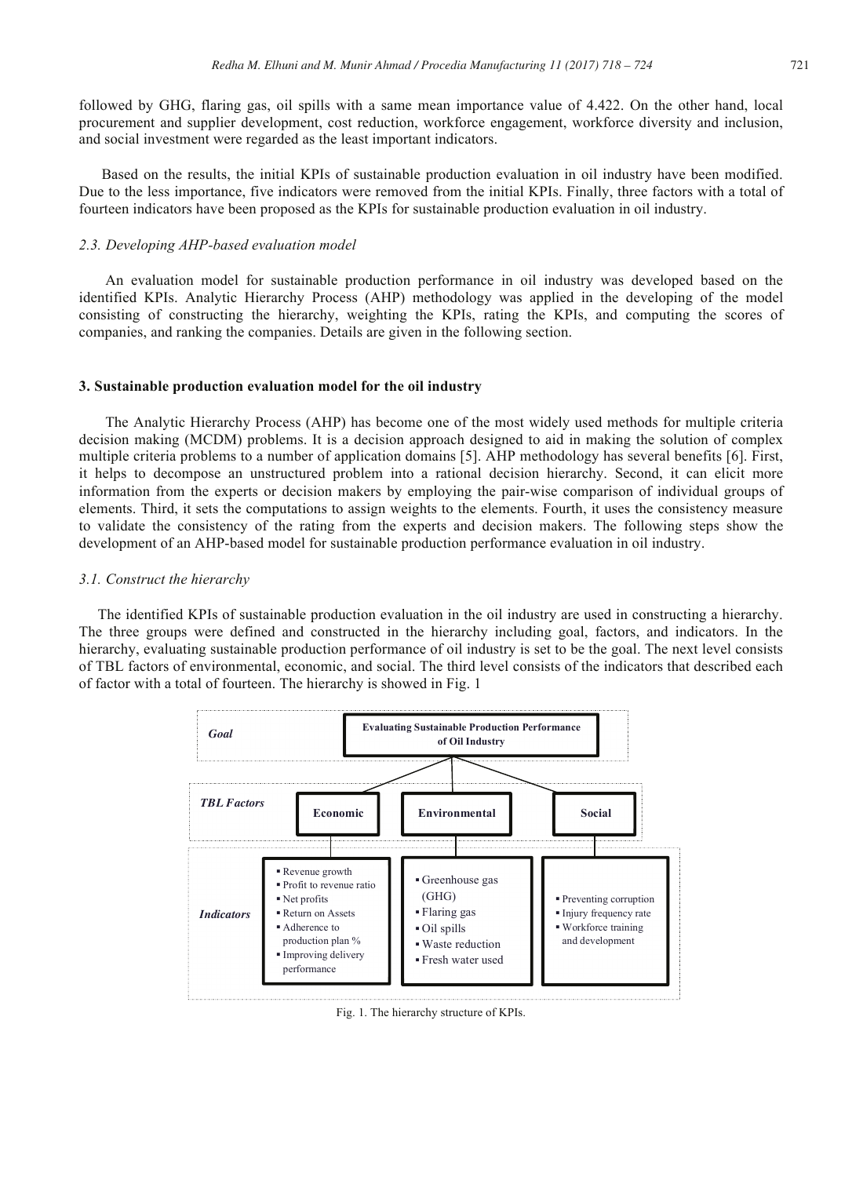followed by GHG, flaring gas, oil spills with a same mean importance value of 4.422. On the other hand, local procurement and supplier development, cost reduction, workforce engagement, workforce diversity and inclusion, and social investment were regarded as the least important indicators.

Based on the results, the initial KPIs of sustainable production evaluation in oil industry have been modified. Due to the less importance, five indicators were removed from the initial KPIs. Finally, three factors with a total of fourteen indicators have been proposed as the KPIs for sustainable production evaluation in oil industry.

### *2.3. Developing AHP-based evaluation model*

An evaluation model for sustainable production performance in oil industry was developed based on the identified KPIs. Analytic Hierarchy Process (AHP) methodology was applied in the developing of the model consisting of constructing the hierarchy, weighting the KPIs, rating the KPIs, and computing the scores of companies, and ranking the companies. Details are given in the following section.

## 3. Sustainable production evaluation model for the oil industry

The Analytic Hierarchy Process (AHP) has become one of the most widely used methods for multiple criteria decision making (MCDM) problems. It is a decision approach designed to aid in making the solution of complex multiple criteria problems to a number of application domains [5]. AHP methodology has several benefits [6]. First, it helps to decompose an unstructured problem into a rational decision hierarchy. Second, it can elicit more information from the experts or decision makers by employing the pair-wise comparison of individual groups of elements. Third, it sets the computations to assign weights to the elements. Fourth, it uses the consistency measure to validate the consistency of the rating from the experts and decision makers. The following steps show the development of an AHP-based model for sustainable production performance evaluation in oil industry.

### *3.1. Construct the hierarchy*

The identified KPIs of sustainable production evaluation in the oil industry are used in constructing a hierarchy. The three groups were defined and constructed in the hierarchy including goal, factors, and indicators. In the hierarchy, evaluating sustainable production performance of oil industry is set to be the goal. The next level consists of TBL factors of environmental, economic, and social. The third level consists of the indicators that described each of factor with a total of fourteen. The hierarchy is showed in Fig. 1

*Goal*
Evaluating Sustainable Production Performance of Oil Industry

*TBL Factors*
Economic
Environmental
Social

*Indicators*

Economic:
- Revenue growth
- Profit to revenue ratio
- Net profits
- Return on Assets
- Adherence to production plan %
- Improving delivery performance

Environmental:
- Greenhouse gas (GHG)
- Flaring gas
- Oil spills
- Waste reduction
- Fresh water used

Social:
- Preventing corruption
- Injury frequency rate
- Workforce training and development

Fig. 1. The hierarchy structure of KPIs.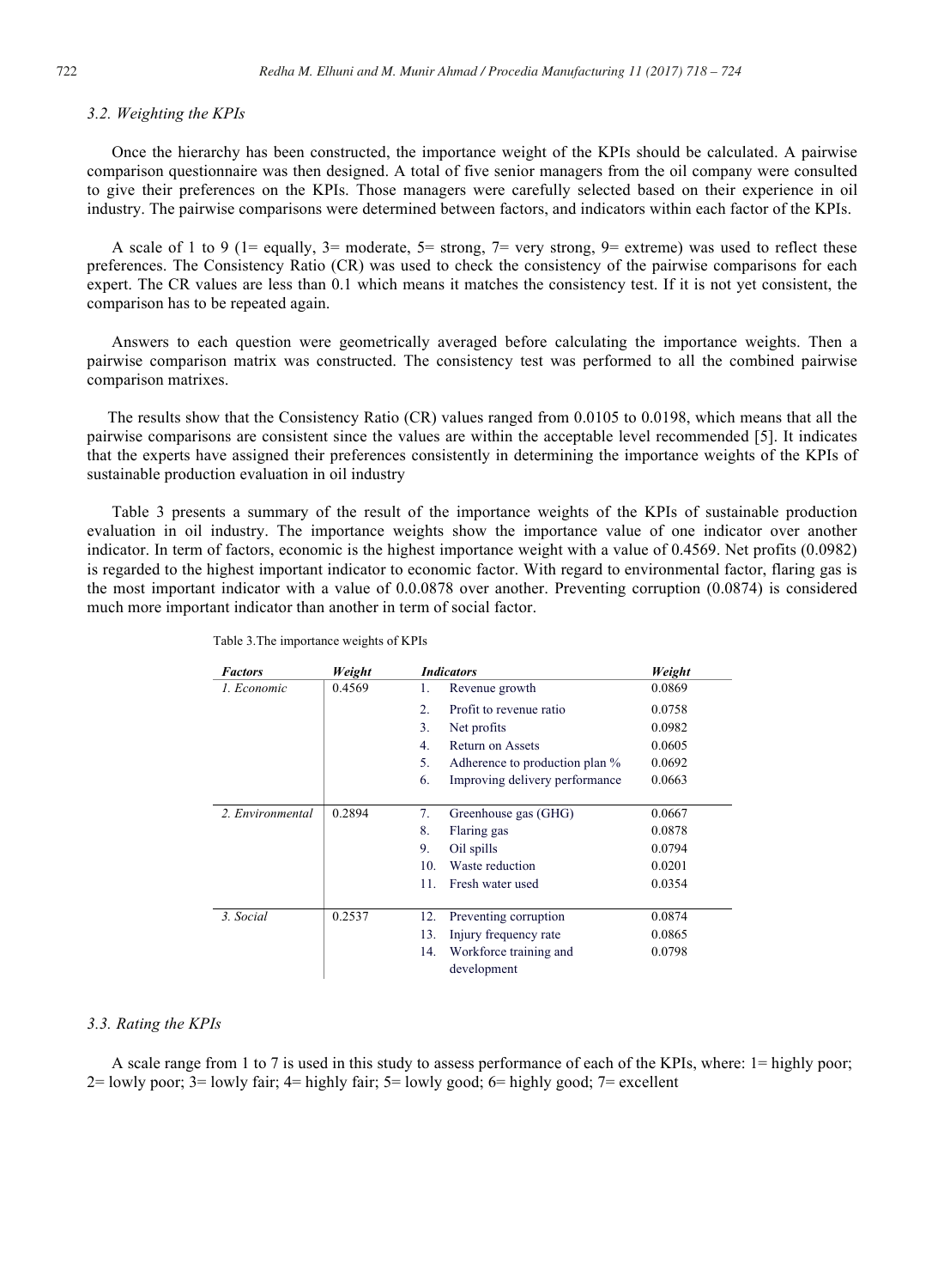### 3.2. Weighting the KPIs

Once the hierarchy has been constructed, the importance weight of the KPIs should be calculated. A pairwise comparison questionnaire was then designed. A total of five senior managers from the oil company were consulted to give their preferences on the KPIs. Those managers were carefully selected based on their experience in oil industry. The pairwise comparisons were determined between factors, and indicators within each factor of the KPIs.

A scale of 1 to 9 (1= equally, 3= moderate, 5= strong, 7= very strong, 9= extreme) was used to reflect these preferences. The Consistency Ratio (CR) was used to check the consistency of the pairwise comparisons for each expert. The CR values are less than 0.1 which means it matches the consistency test. If it is not yet consistent, the comparison has to be repeated again.

Answers to each question were geometrically averaged before calculating the importance weights. Then a pairwise comparison matrix was constructed. The consistency test was performed to all the combined pairwise comparison matrixes.

The results show that the Consistency Ratio (CR) values ranged from 0.0105 to 0.0198, which means that all the pairwise comparisons are consistent since the values are within the acceptable level recommended [5]. It indicates that the experts have assigned their preferences consistently in determining the importance weights of the KPIs of sustainable production evaluation in oil industry

Table 3 presents a summary of the result of the importance weights of the KPIs of sustainable production evaluation in oil industry. The importance weights show the importance value of one indicator over another indicator. In term of factors, economic is the highest importance weight with a value of 0.4569. Net profits (0.0982) is regarded to the highest important indicator to economic factor. With regard to environmental factor, flaring gas is the most important indicator with a value of 0.0.0878 over another. Preventing corruption (0.0874) is considered much more important indicator than another in term of social factor.

Table 3.The importance weights of KPIs

| ***Factors*** | ***Weight*** | ***Indicators*** | | ***Weight*** |
|---|---|---|---|---|
| *1. Economic* | 0.4569 | 1. | Revenue growth | 0.0869 |
| | | 2. | Profit to revenue ratio | 0.0758 |
| | | 3. | Net profits | 0.0982 |
| | | 4. | Return on Assets | 0.0605 |
| | | 5. | Adherence to production plan % | 0.0692 |
| | | 6. | Improving delivery performance | 0.0663 |
| *2. Environmental* | 0.2894 | 7. | Greenhouse gas (GHG) | 0.0667 |
| | | 8. | Flaring gas | 0.0878 |
| | | 9. | Oil spills | 0.0794 |
| | | 10. | Waste reduction | 0.0201 |
| | | 11. | Fresh water used | 0.0354 |
| *3. Social* | 0.2537 | 12. | Preventing corruption | 0.0874 |
| | | 13. | Injury frequency rate | 0.0865 |
| | | 14. | Workforce training and development | 0.0798 |

### 3.3. Rating the KPIs

A scale range from 1 to 7 is used in this study to assess performance of each of the KPIs, where: 1= highly poor; 2= lowly poor; 3= lowly fair; 4= highly fair; 5= lowly good; 6= highly good; 7= excellent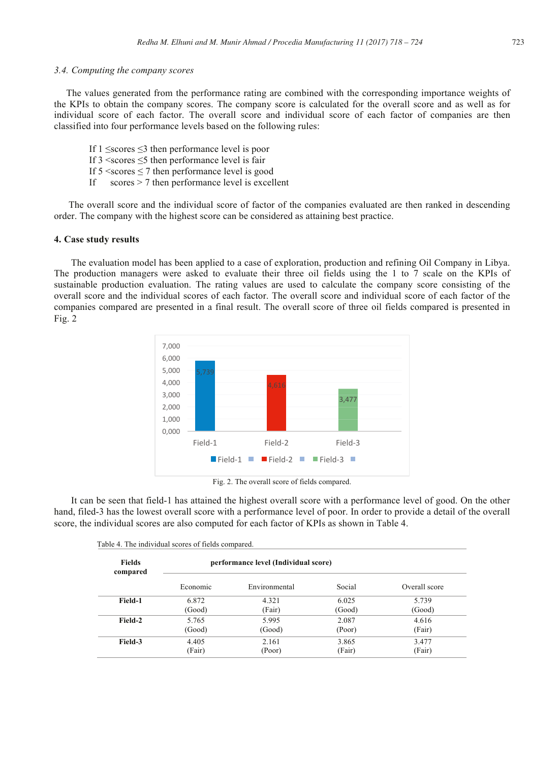### 3.4. Computing the company scores

The values generated from the performance rating are combined with the corresponding importance weights of the KPIs to obtain the company scores. The company score is calculated for the overall score and as well as for individual score of each factor. The overall score and individual score of each factor of companies are then classified into four performance levels based on the following rules:

If 1 ≤scores ≤3 then performance level is poor
If 3 <scores ≤5 then performance level is fair
If 5 <scores ≤ 7 then performance level is good
If scores > 7 then performance level is excellent

The overall score and the individual score of factor of the companies evaluated are then ranked in descending order. The company with the highest score can be considered as attaining best practice.

## 4. Case study results

The evaluation model has been applied to a case of exploration, production and refining Oil Company in Libya. The production managers were asked to evaluate their three oil fields using the 1 to 7 scale on the KPIs of sustainable production evaluation. The rating values are used to calculate the company score consisting of the overall score and the individual scores of each factor. The overall score and individual score of each factor of the companies compared are presented in a final result. The overall score of three oil fields compared is presented in Fig. 2

Fig. 2. The overall score of fields compared.

It can be seen that field-1 has attained the highest overall score with a performance level of good. On the other hand, filed-3 has the lowest overall score with a performance level of poor. In order to provide a detail of the overall score, the individual scores are also computed for each factor of KPIs as shown in Table 4.

Table 4. The individual scores of fields compared.

| Fields compared | performance level (Individual score) | | | |
|---|---|---|---|---|
| | Economic | Environmental | Social | Overall score |
| **Field-1** | 6.872 (Good) | 4.321 (Fair) | 6.025 (Good) | 5.739 (Good) |
| **Field-2** | 5.765 (Good) | 5.995 (Good) | 2.087 (Poor) | 4.616 (Fair) |
| **Field-3** | 4.405 (Fair) | 2.161 (Poor) | 3.865 (Fair) | 3.477 (Fair) |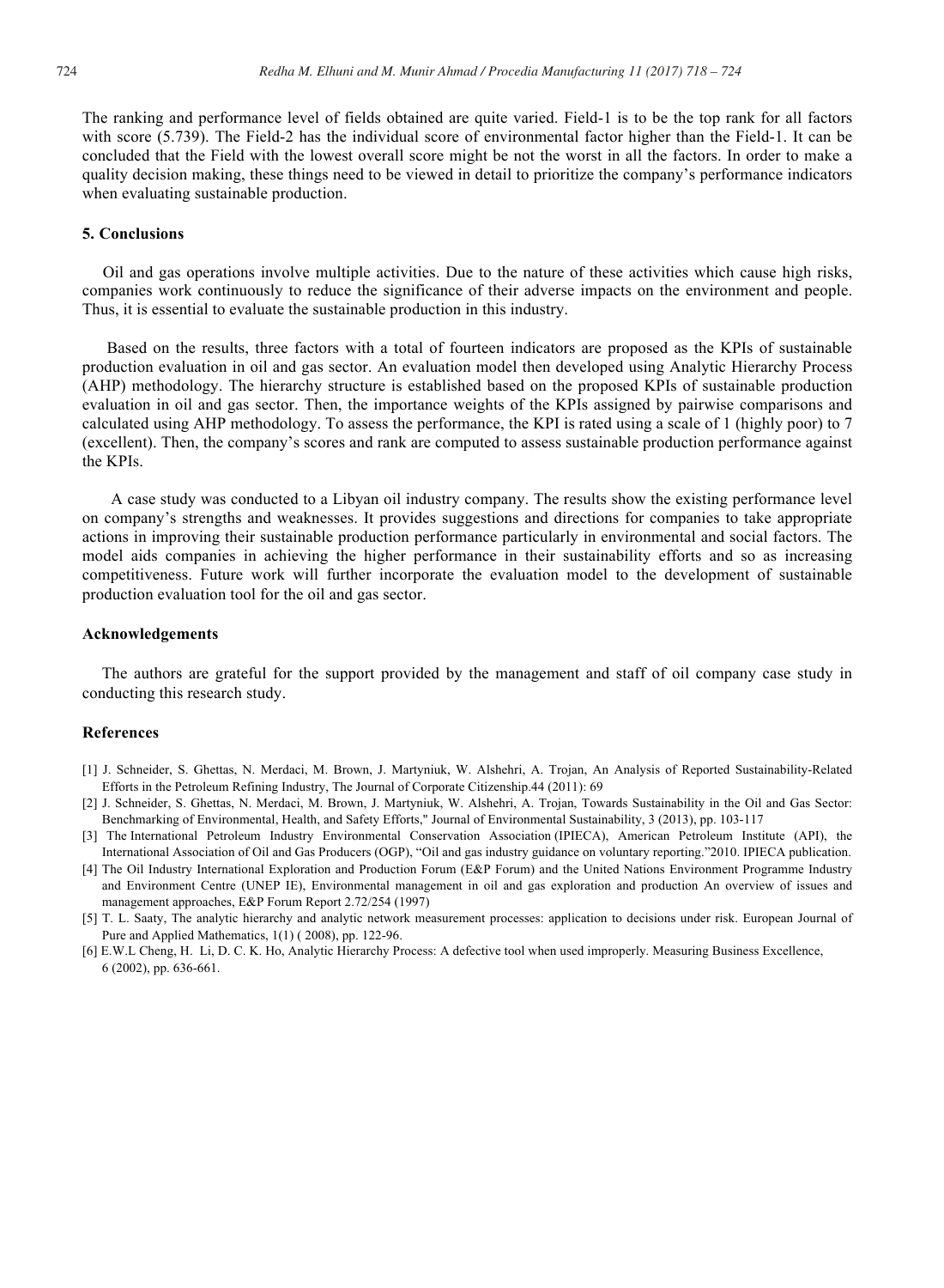The ranking and performance level of fields obtained are quite varied. Field-1 is to be the top rank for all factors with score (5.739). The Field-2 has the individual score of environmental factor higher than the Field-1. It can be concluded that the Field with the lowest overall score might be not the worst in all the factors. In order to make a quality decision making, these things need to be viewed in detail to prioritize the company's performance indicators when evaluating sustainable production.

## 5. Conclusions

Oil and gas operations involve multiple activities. Due to the nature of these activities which cause high risks, companies work continuously to reduce the significance of their adverse impacts on the environment and people. Thus, it is essential to evaluate the sustainable production in this industry.

Based on the results, three factors with a total of fourteen indicators are proposed as the KPIs of sustainable production evaluation in oil and gas sector. An evaluation model then developed using Analytic Hierarchy Process (AHP) methodology. The hierarchy structure is established based on the proposed KPIs of sustainable production evaluation in oil and gas sector. Then, the importance weights of the KPIs assigned by pairwise comparisons and calculated using AHP methodology. To assess the performance, the KPI is rated using a scale of 1 (highly poor) to 7 (excellent). Then, the company's scores and rank are computed to assess sustainable production performance against the KPIs.

A case study was conducted to a Libyan oil industry company. The results show the existing performance level on company's strengths and weaknesses. It provides suggestions and directions for companies to take appropriate actions in improving their sustainable production performance particularly in environmental and social factors. The model aids companies in achieving the higher performance in their sustainability efforts and so as increasing competitiveness. Future work will further incorporate the evaluation model to the development of sustainable production evaluation tool for the oil and gas sector.

## Acknowledgements

The authors are grateful for the support provided by the management and staff of oil company case study in conducting this research study.

## References

[1] J. Schneider, S. Ghettas, N. Merdaci, M. Brown, J. Martyniuk, W. Alshehri, A. Trojan, An Analysis of Reported Sustainability-Related Efforts in the Petroleum Refining Industry, The Journal of Corporate Citizenship.44 (2011): 69

[2] J. Schneider, S. Ghettas, N. Merdaci, M. Brown, J. Martyniuk, W. Alshehri, A. Trojan, Towards Sustainability in the Oil and Gas Sector: Benchmarking of Environmental, Health, and Safety Efforts," Journal of Environmental Sustainability, 3 (2013), pp. 103-117

[3] The International Petroleum Industry Environmental Conservation Association (IPIECA), American Petroleum Institute (API), the International Association of Oil and Gas Producers (OGP), "Oil and gas industry guidance on voluntary reporting."2010. IPIECA publication.

[4] The Oil Industry International Exploration and Production Forum (E&P Forum) and the United Nations Environment Programme Industry and Environment Centre (UNEP IE), Environmental management in oil and gas exploration and production An overview of issues and management approaches, E&P Forum Report 2.72/254 (1997)

[5] T. L. Saaty, The analytic hierarchy and analytic network measurement processes: application to decisions under risk. European Journal of Pure and Applied Mathematics, 1(1) ( 2008), pp. 122-96.

[6] E.W.L Cheng, H. Li, D. C. K. Ho, Analytic Hierarchy Process: A defective tool when used improperly. Measuring Business Excellence, 6 (2002), pp. 636-661.